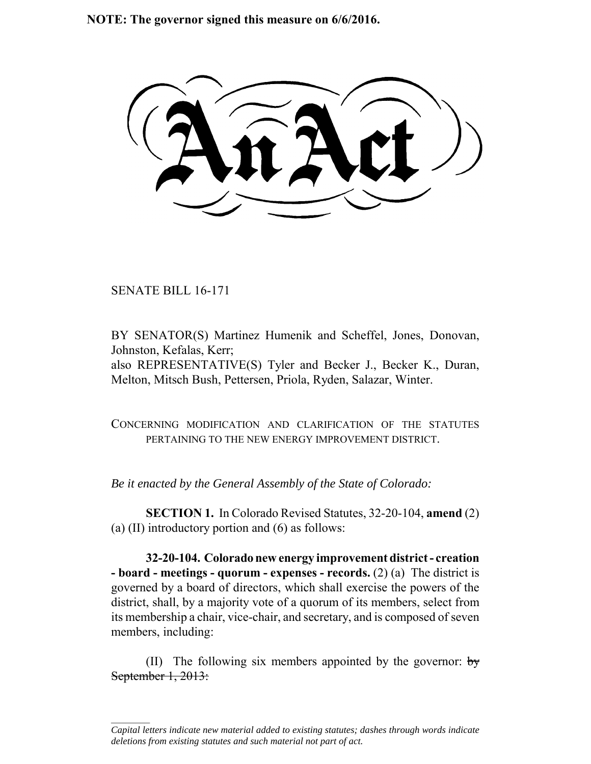**NOTE: The governor signed this measure on 6/6/2016.**

# An Act

SENATE BILL 16-171

BY SENATOR(S) Martinez Humenik and Scheffel, Jones, Donovan, Johnston, Kefalas, Kerr;
also REPRESENTATIVE(S) Tyler and Becker J., Becker K., Duran, Melton, Mitsch Bush, Pettersen, Priola, Ryden, Salazar, Winter.

CONCERNING MODIFICATION AND CLARIFICATION OF THE STATUTES PERTAINING TO THE NEW ENERGY IMPROVEMENT DISTRICT.

*Be it enacted by the General Assembly of the State of Colorado:*

**SECTION 1.** In Colorado Revised Statutes, 32-20-104, **amend** (2) (a) (II) introductory portion and (6) as follows:

**32-20-104. Colorado new energy improvement district - creation - board - meetings - quorum - expenses - records.** (2) (a) The district is governed by a board of directors, which shall exercise the powers of the district, shall, by a majority vote of a quorum of its members, select from its membership a chair, vice-chair, and secretary, and is composed of seven members, including:

(II) The following six members appointed by the governor: ~~by September 1, 2013:~~

---

*Capital letters indicate new material added to existing statutes; dashes through words indicate deletions from existing statutes and such material not part of act.*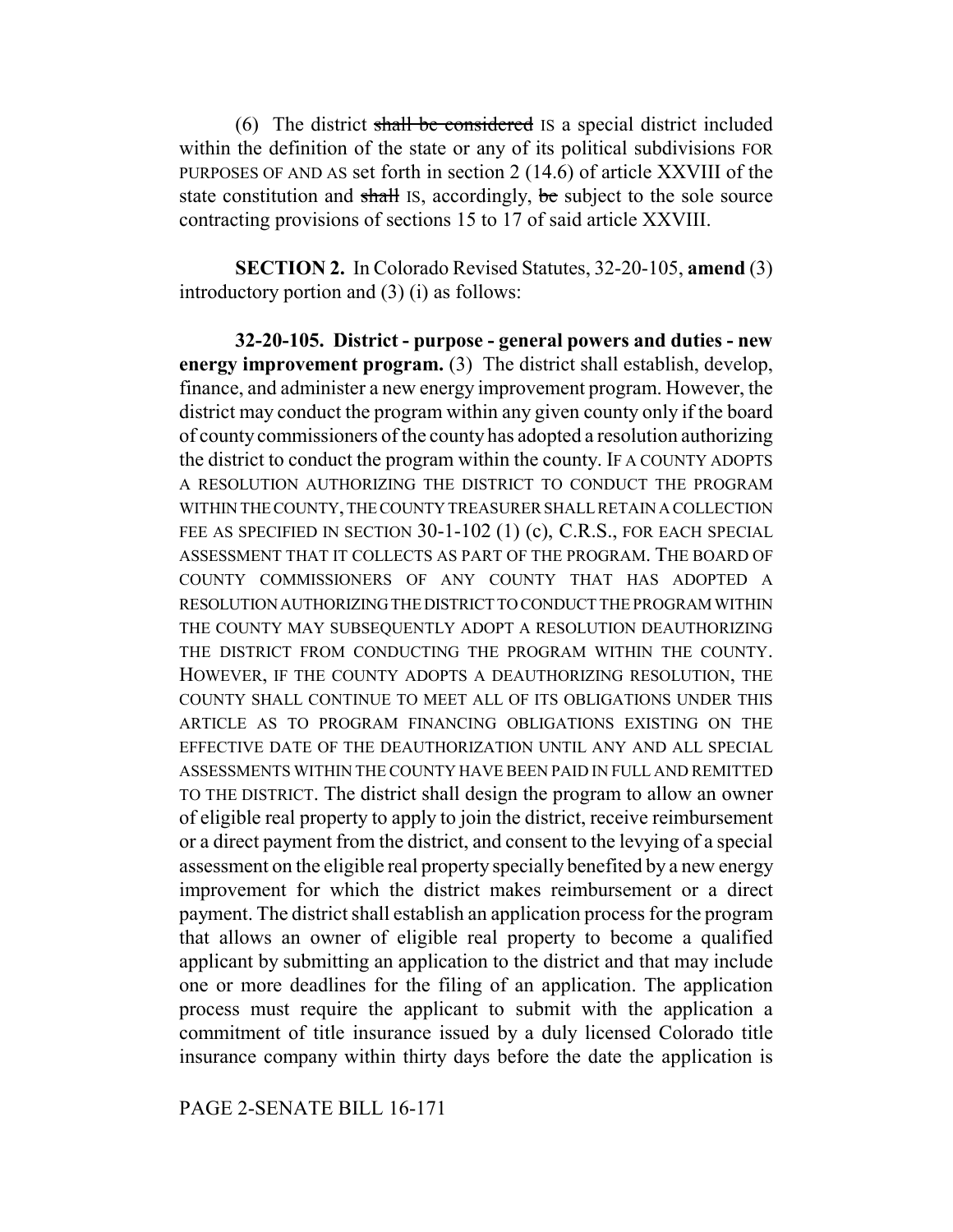(6) The district ~~shall be considered~~ IS a special district included within the definition of the state or any of its political subdivisions FOR PURPOSES OF AND AS set forth in section 2 (14.6) of article XXVIII of the state constitution and ~~shall~~ IS, accordingly, ~~be~~ subject to the sole source contracting provisions of sections 15 to 17 of said article XXVIII.

**SECTION 2.** In Colorado Revised Statutes, 32-20-105, **amend** (3) introductory portion and (3) (i) as follows:

**32-20-105. District - purpose - general powers and duties - new energy improvement program.** (3) The district shall establish, develop, finance, and administer a new energy improvement program. However, the district may conduct the program within any given county only if the board of county commissioners of the county has adopted a resolution authorizing the district to conduct the program within the county. IF A COUNTY ADOPTS A RESOLUTION AUTHORIZING THE DISTRICT TO CONDUCT THE PROGRAM WITHIN THE COUNTY, THE COUNTY TREASURER SHALL RETAIN A COLLECTION FEE AS SPECIFIED IN SECTION 30-1-102 (1) (c), C.R.S., FOR EACH SPECIAL ASSESSMENT THAT IT COLLECTS AS PART OF THE PROGRAM. THE BOARD OF COUNTY COMMISSIONERS OF ANY COUNTY THAT HAS ADOPTED A RESOLUTION AUTHORIZING THE DISTRICT TO CONDUCT THE PROGRAM WITHIN THE COUNTY MAY SUBSEQUENTLY ADOPT A RESOLUTION DEAUTHORIZING THE DISTRICT FROM CONDUCTING THE PROGRAM WITHIN THE COUNTY. HOWEVER, IF THE COUNTY ADOPTS A DEAUTHORIZING RESOLUTION, THE COUNTY SHALL CONTINUE TO MEET ALL OF ITS OBLIGATIONS UNDER THIS ARTICLE AS TO PROGRAM FINANCING OBLIGATIONS EXISTING ON THE EFFECTIVE DATE OF THE DEAUTHORIZATION UNTIL ANY AND ALL SPECIAL ASSESSMENTS WITHIN THE COUNTY HAVE BEEN PAID IN FULL AND REMITTED TO THE DISTRICT. The district shall design the program to allow an owner of eligible real property to apply to join the district, receive reimbursement or a direct payment from the district, and consent to the levying of a special assessment on the eligible real property specially benefited by a new energy improvement for which the district makes reimbursement or a direct payment. The district shall establish an application process for the program that allows an owner of eligible real property to become a qualified applicant by submitting an application to the district and that may include one or more deadlines for the filing of an application. The application process must require the applicant to submit with the application a commitment of title insurance issued by a duly licensed Colorado title insurance company within thirty days before the date the application is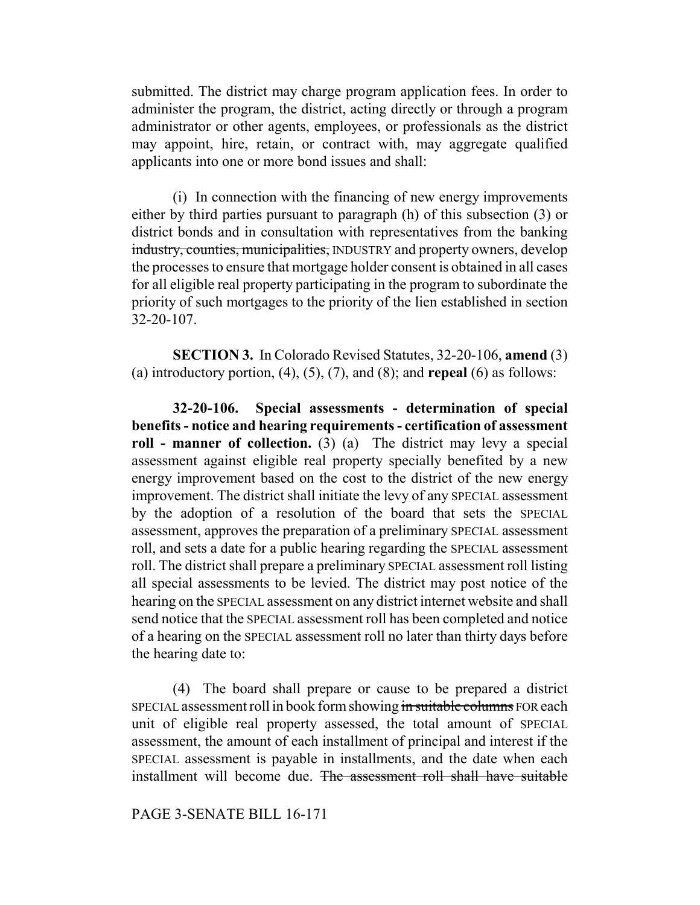submitted. The district may charge program application fees. In order to administer the program, the district, acting directly or through a program administrator or other agents, employees, or professionals as the district may appoint, hire, retain, or contract with, may aggregate qualified applicants into one or more bond issues and shall:

(i) In connection with the financing of new energy improvements either by third parties pursuant to paragraph (h) of this subsection (3) or district bonds and in consultation with representatives from the banking ~~industry, counties, municipalities,~~ INDUSTRY and property owners, develop the processes to ensure that mortgage holder consent is obtained in all cases for all eligible real property participating in the program to subordinate the priority of such mortgages to the priority of the lien established in section 32-20-107.

**SECTION 3.** In Colorado Revised Statutes, 32-20-106, **amend** (3) (a) introductory portion, (4), (5), (7), and (8); and **repeal** (6) as follows:

**32-20-106. Special assessments - determination of special benefits - notice and hearing requirements - certification of assessment roll - manner of collection.** (3) (a) The district may levy a special assessment against eligible real property specially benefited by a new energy improvement based on the cost to the district of the new energy improvement. The district shall initiate the levy of any SPECIAL assessment by the adoption of a resolution of the board that sets the SPECIAL assessment, approves the preparation of a preliminary SPECIAL assessment roll, and sets a date for a public hearing regarding the SPECIAL assessment roll. The district shall prepare a preliminary SPECIAL assessment roll listing all special assessments to be levied. The district may post notice of the hearing on the SPECIAL assessment on any district internet website and shall send notice that the SPECIAL assessment roll has been completed and notice of a hearing on the SPECIAL assessment roll no later than thirty days before the hearing date to:

(4) The board shall prepare or cause to be prepared a district SPECIAL assessment roll in book form showing ~~in suitable columns~~ FOR each unit of eligible real property assessed, the total amount of SPECIAL assessment, the amount of each installment of principal and interest if the SPECIAL assessment is payable in installments, and the date when each installment will become due. ~~The assessment roll shall have suitable~~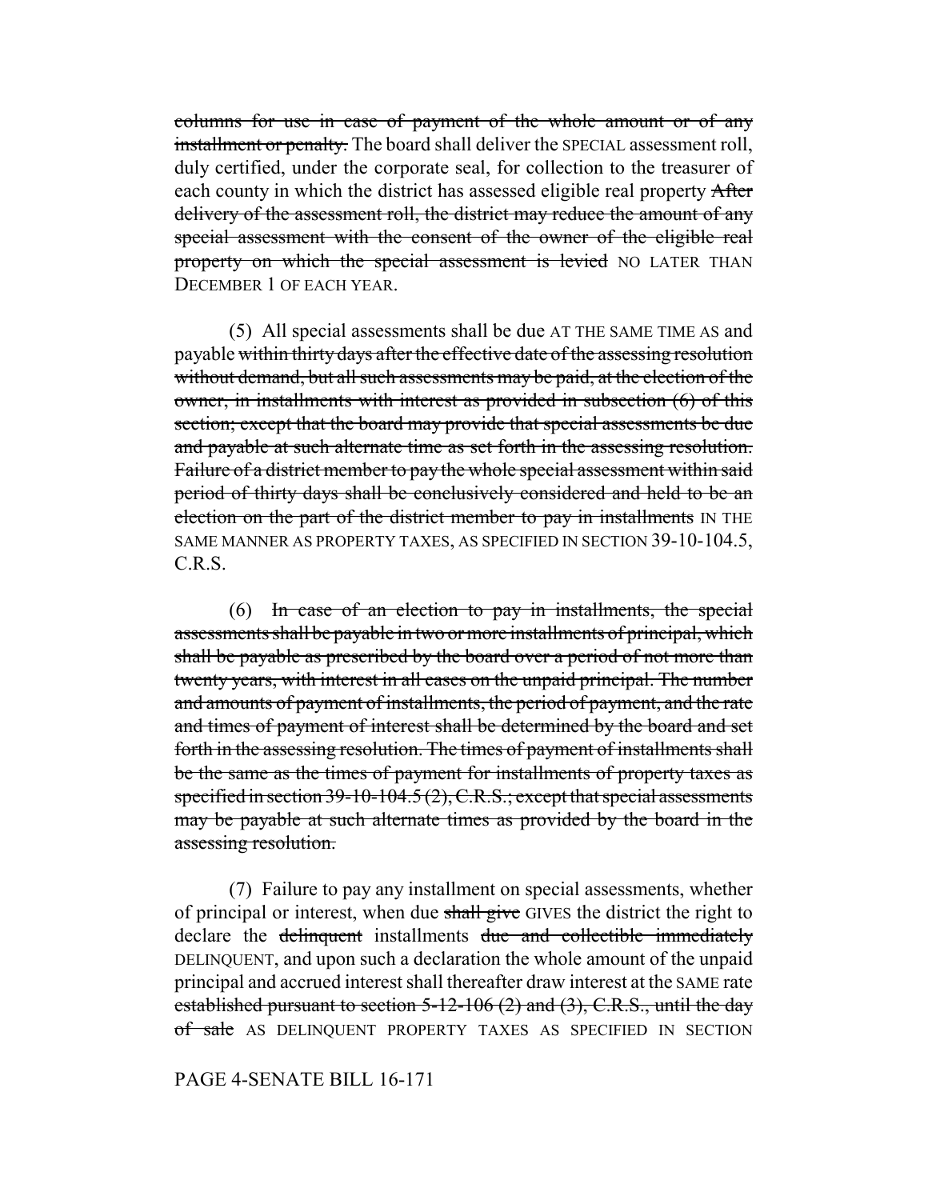~~columns for use in case of payment of the whole amount or of any installment or penalty.~~ The board shall deliver the SPECIAL assessment roll, duly certified, under the corporate seal, for collection to the treasurer of each county in which the district has assessed eligible real property ~~After delivery of the assessment roll, the district may reduce the amount of any special assessment with the consent of the owner of the eligible real property on which the special assessment is levied~~ NO LATER THAN DECEMBER 1 OF EACH YEAR.

(5) All special assessments shall be due AT THE SAME TIME AS and payable ~~within thirty days after the effective date of the assessing resolution without demand, but all such assessments may be paid, at the election of the owner, in installments with interest as provided in subsection (6) of this section; except that the board may provide that special assessments be due and payable at such alternate time as set forth in the assessing resolution. Failure of a district member to pay the whole special assessment within said period of thirty days shall be conclusively considered and held to be an election on the part of the district member to pay in installments~~ IN THE SAME MANNER AS PROPERTY TAXES, AS SPECIFIED IN SECTION 39-10-104.5, C.R.S.

(6) ~~In case of an election to pay in installments, the special assessments shall be payable in two or more installments of principal, which shall be payable as prescribed by the board over a period of not more than twenty years, with interest in all cases on the unpaid principal. The number and amounts of payment of installments, the period of payment, and the rate and times of payment of interest shall be determined by the board and set forth in the assessing resolution. The times of payment of installments shall be the same as the times of payment for installments of property taxes as specified in section 39-10-104.5 (2), C.R.S.; except that special assessments may be payable at such alternate times as provided by the board in the assessing resolution.~~

(7) Failure to pay any installment on special assessments, whether of principal or interest, when due ~~shall give~~ GIVES the district the right to declare the ~~delinquent~~ installments ~~due and collectible immediately~~ DELINQUENT, and upon such a declaration the whole amount of the unpaid principal and accrued interest shall thereafter draw interest at the SAME rate ~~established pursuant to section 5-12-106 (2) and (3), C.R.S., until the day of sale~~ AS DELINQUENT PROPERTY TAXES AS SPECIFIED IN SECTION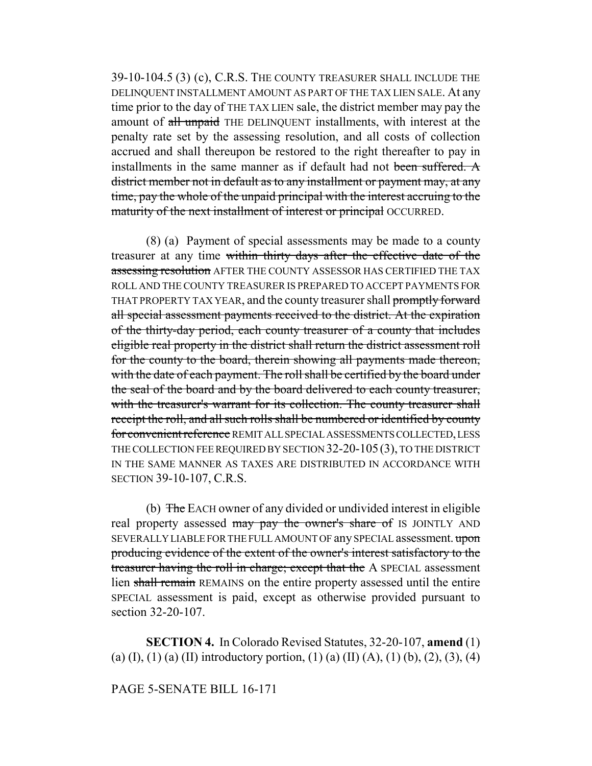39-10-104.5 (3) (c), C.R.S. THE COUNTY TREASURER SHALL INCLUDE THE DELINQUENT INSTALLMENT AMOUNT AS PART OF THE TAX LIEN SALE. At any time prior to the day of THE TAX LIEN sale, the district member may pay the amount of ~~all unpaid~~ THE DELINQUENT installments, with interest at the penalty rate set by the assessing resolution, and all costs of collection accrued and shall thereupon be restored to the right thereafter to pay in installments in the same manner as if default had not ~~been suffered. A district member not in default as to any installment or payment may, at any time, pay the whole of the unpaid principal with the interest accruing to the maturity of the next installment of interest or principal~~ OCCURRED.

(8) (a) Payment of special assessments may be made to a county treasurer at any time ~~within thirty days after the effective date of the assessing resolution~~ AFTER THE COUNTY ASSESSOR HAS CERTIFIED THE TAX ROLL AND THE COUNTY TREASURER IS PREPARED TO ACCEPT PAYMENTS FOR THAT PROPERTY TAX YEAR, and the county treasurer shall ~~promptly forward all special assessment payments received to the district. At the expiration of the thirty-day period, each county treasurer of a county that includes eligible real property in the district shall return the district assessment roll for the county to the board, therein showing all payments made thereon, with the date of each payment. The roll shall be certified by the board under the seal of the board and by the board delivered to each county treasurer, with the treasurer's warrant for its collection. The county treasurer shall receipt the roll, and all such rolls shall be numbered or identified by county for convenient reference~~ REMIT ALL SPECIAL ASSESSMENTS COLLECTED, LESS THE COLLECTION FEE REQUIRED BY SECTION 32-20-105 (3), TO THE DISTRICT IN THE SAME MANNER AS TAXES ARE DISTRIBUTED IN ACCORDANCE WITH SECTION 39-10-107, C.R.S.

(b) ~~The~~ EACH owner of any divided or undivided interest in eligible real property assessed ~~may pay the owner's share of~~ IS JOINTLY AND SEVERALLY LIABLE FOR THE FULL AMOUNT OF any SPECIAL assessment. ~~upon producing evidence of the extent of the owner's interest satisfactory to the treasurer having the roll in charge; except that the~~ A SPECIAL assessment lien ~~shall remain~~ REMAINS on the entire property assessed until the entire SPECIAL assessment is paid, except as otherwise provided pursuant to section 32-20-107.

**SECTION 4.** In Colorado Revised Statutes, 32-20-107, **amend** (1) (a) (I), (1) (a) (II) introductory portion, (1) (a) (II) (A), (1) (b), (2), (3), (4)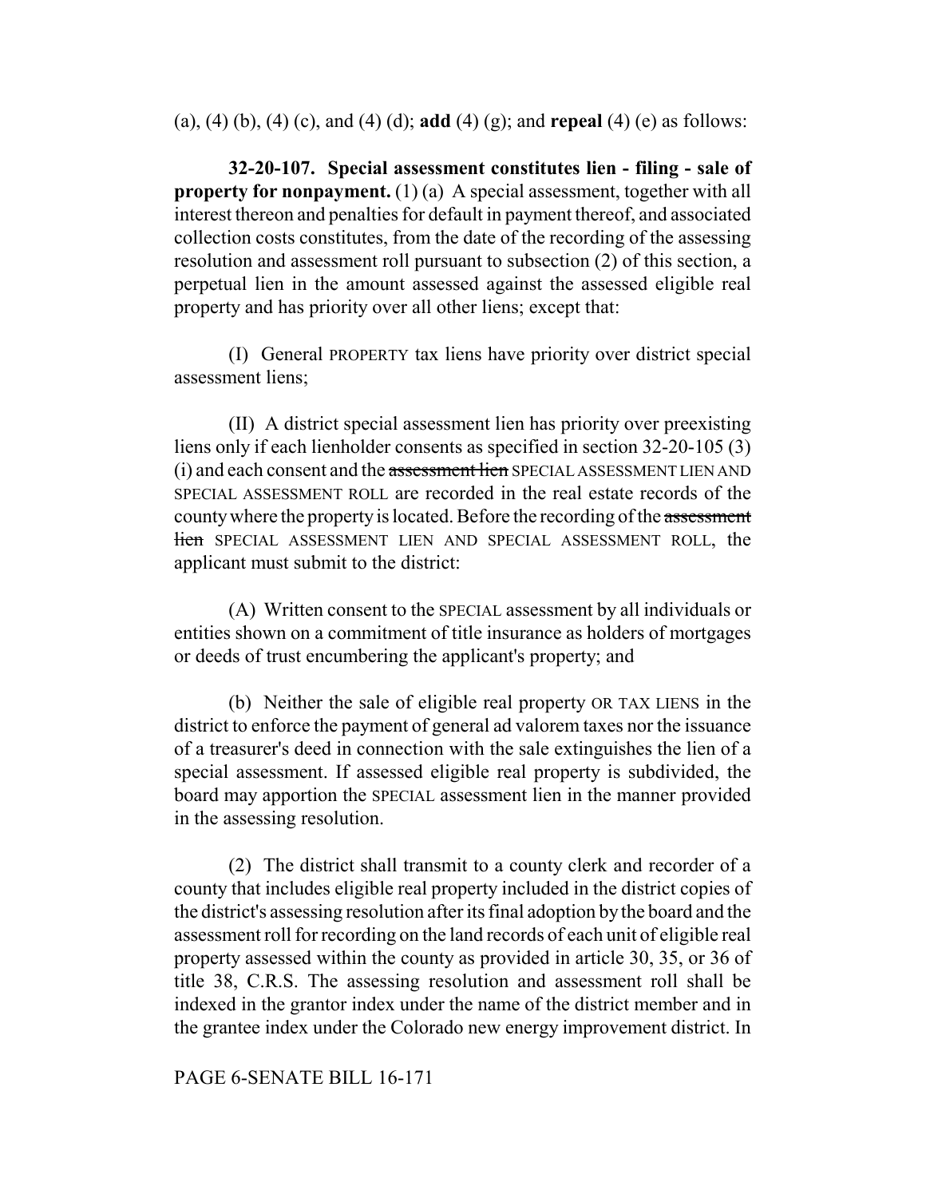(a), (4) (b), (4) (c), and (4) (d); **add** (4) (g); and **repeal** (4) (e) as follows:

**32-20-107. Special assessment constitutes lien - filing - sale of property for nonpayment.** (1) (a) A special assessment, together with all interest thereon and penalties for default in payment thereof, and associated collection costs constitutes, from the date of the recording of the assessing resolution and assessment roll pursuant to subsection (2) of this section, a perpetual lien in the amount assessed against the assessed eligible real property and has priority over all other liens; except that:

(I) General PROPERTY tax liens have priority over district special assessment liens;

(II) A district special assessment lien has priority over preexisting liens only if each lienholder consents as specified in section 32-20-105 (3) (i) and each consent and the ~~assessment lien~~ SPECIAL ASSESSMENT LIEN AND SPECIAL ASSESSMENT ROLL are recorded in the real estate records of the county where the property is located. Before the recording of the ~~assessment lien~~ SPECIAL ASSESSMENT LIEN AND SPECIAL ASSESSMENT ROLL, the applicant must submit to the district:

(A) Written consent to the SPECIAL assessment by all individuals or entities shown on a commitment of title insurance as holders of mortgages or deeds of trust encumbering the applicant's property; and

(b) Neither the sale of eligible real property OR TAX LIENS in the district to enforce the payment of general ad valorem taxes nor the issuance of a treasurer's deed in connection with the sale extinguishes the lien of a special assessment. If assessed eligible real property is subdivided, the board may apportion the SPECIAL assessment lien in the manner provided in the assessing resolution.

(2) The district shall transmit to a county clerk and recorder of a county that includes eligible real property included in the district copies of the district's assessing resolution after its final adoption by the board and the assessment roll for recording on the land records of each unit of eligible real property assessed within the county as provided in article 30, 35, or 36 of title 38, C.R.S. The assessing resolution and assessment roll shall be indexed in the grantor index under the name of the district member and in the grantee index under the Colorado new energy improvement district. In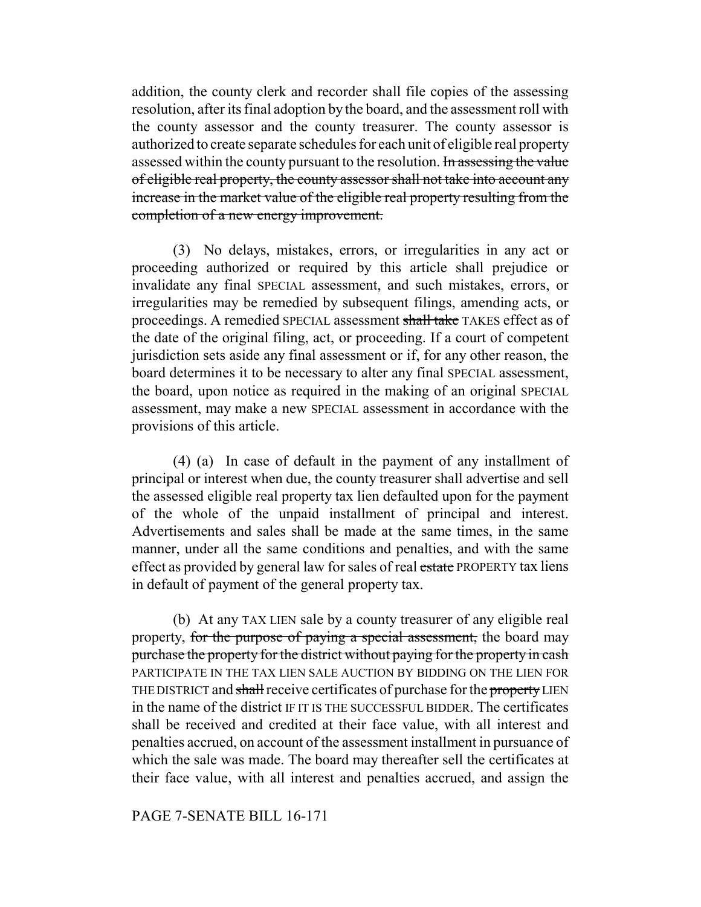addition, the county clerk and recorder shall file copies of the assessing resolution, after its final adoption by the board, and the assessment roll with the county assessor and the county treasurer. The county assessor is authorized to create separate schedules for each unit of eligible real property assessed within the county pursuant to the resolution. ~~In assessing the value of eligible real property, the county assessor shall not take into account any increase in the market value of the eligible real property resulting from the completion of a new energy improvement.~~

(3) No delays, mistakes, errors, or irregularities in any act or proceeding authorized or required by this article shall prejudice or invalidate any final SPECIAL assessment, and such mistakes, errors, or irregularities may be remedied by subsequent filings, amending acts, or proceedings. A remedied SPECIAL assessment ~~shall take~~ TAKES effect as of the date of the original filing, act, or proceeding. If a court of competent jurisdiction sets aside any final assessment or if, for any other reason, the board determines it to be necessary to alter any final SPECIAL assessment, the board, upon notice as required in the making of an original SPECIAL assessment, may make a new SPECIAL assessment in accordance with the provisions of this article.

(4) (a) In case of default in the payment of any installment of principal or interest when due, the county treasurer shall advertise and sell the assessed eligible real property tax lien defaulted upon for the payment of the whole of the unpaid installment of principal and interest. Advertisements and sales shall be made at the same times, in the same manner, under all the same conditions and penalties, and with the same effect as provided by general law for sales of real ~~estate~~ PROPERTY tax liens in default of payment of the general property tax.

(b) At any TAX LIEN sale by a county treasurer of any eligible real property, ~~for the purpose of paying a special assessment,~~ the board may ~~purchase the property for the district without paying for the property in cash~~ PARTICIPATE IN THE TAX LIEN SALE AUCTION BY BIDDING ON THE LIEN FOR THE DISTRICT and ~~shall~~ receive certificates of purchase for the ~~property~~ LIEN in the name of the district IF IT IS THE SUCCESSFUL BIDDER. The certificates shall be received and credited at their face value, with all interest and penalties accrued, on account of the assessment installment in pursuance of which the sale was made. The board may thereafter sell the certificates at their face value, with all interest and penalties accrued, and assign the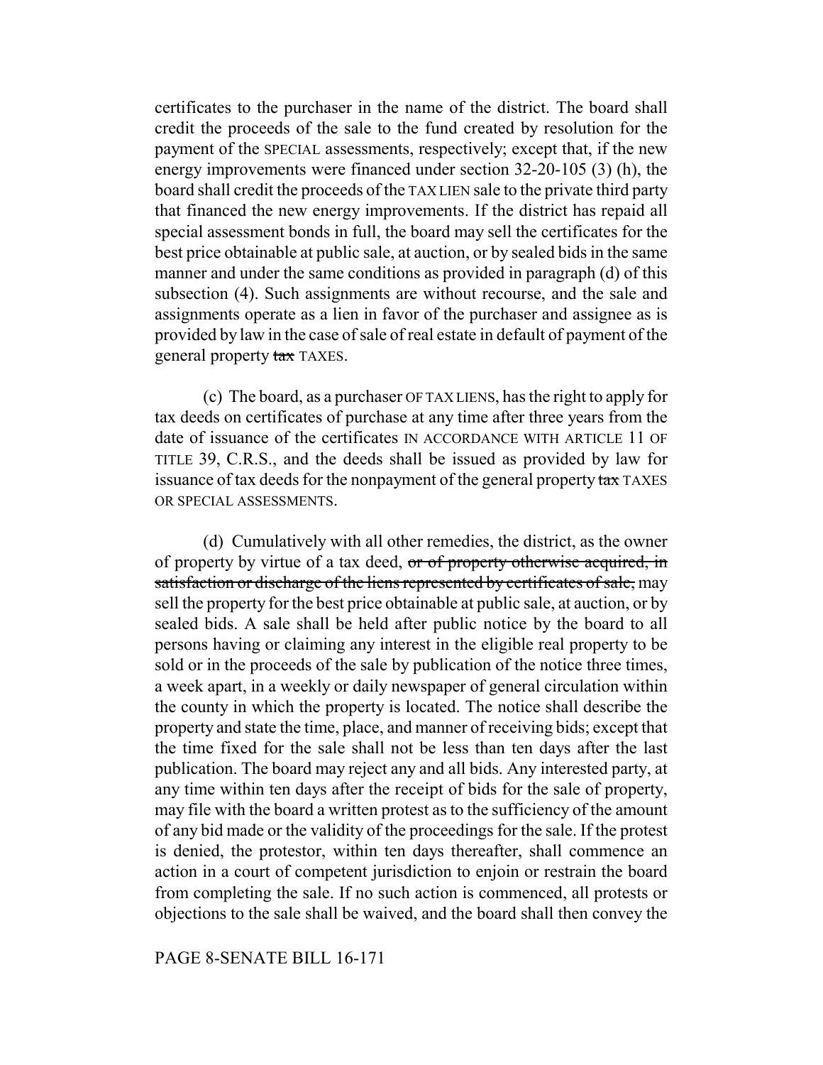certificates to the purchaser in the name of the district. The board shall credit the proceeds of the sale to the fund created by resolution for the payment of the SPECIAL assessments, respectively; except that, if the new energy improvements were financed under section 32-20-105 (3) (h), the board shall credit the proceeds of the TAX LIEN sale to the private third party that financed the new energy improvements. If the district has repaid all special assessment bonds in full, the board may sell the certificates for the best price obtainable at public sale, at auction, or by sealed bids in the same manner and under the same conditions as provided in paragraph (d) of this subsection (4). Such assignments are without recourse, and the sale and assignments operate as a lien in favor of the purchaser and assignee as is provided by law in the case of sale of real estate in default of payment of the general property ~~tax~~ TAXES.

(c) The board, as a purchaser OF TAX LIENS, has the right to apply for tax deeds on certificates of purchase at any time after three years from the date of issuance of the certificates IN ACCORDANCE WITH ARTICLE 11 OF TITLE 39, C.R.S., and the deeds shall be issued as provided by law for issuance of tax deeds for the nonpayment of the general property ~~tax~~ TAXES OR SPECIAL ASSESSMENTS.

(d) Cumulatively with all other remedies, the district, as the owner of property by virtue of a tax deed, ~~or of property otherwise acquired, in satisfaction or discharge of the liens represented by certificates of sale,~~ may sell the property for the best price obtainable at public sale, at auction, or by sealed bids. A sale shall be held after public notice by the board to all persons having or claiming any interest in the eligible real property to be sold or in the proceeds of the sale by publication of the notice three times, a week apart, in a weekly or daily newspaper of general circulation within the county in which the property is located. The notice shall describe the property and state the time, place, and manner of receiving bids; except that the time fixed for the sale shall not be less than ten days after the last publication. The board may reject any and all bids. Any interested party, at any time within ten days after the receipt of bids for the sale of property, may file with the board a written protest as to the sufficiency of the amount of any bid made or the validity of the proceedings for the sale. If the protest is denied, the protestor, within ten days thereafter, shall commence an action in a court of competent jurisdiction to enjoin or restrain the board from completing the sale. If no such action is commenced, all protests or objections to the sale shall be waived, and the board shall then convey the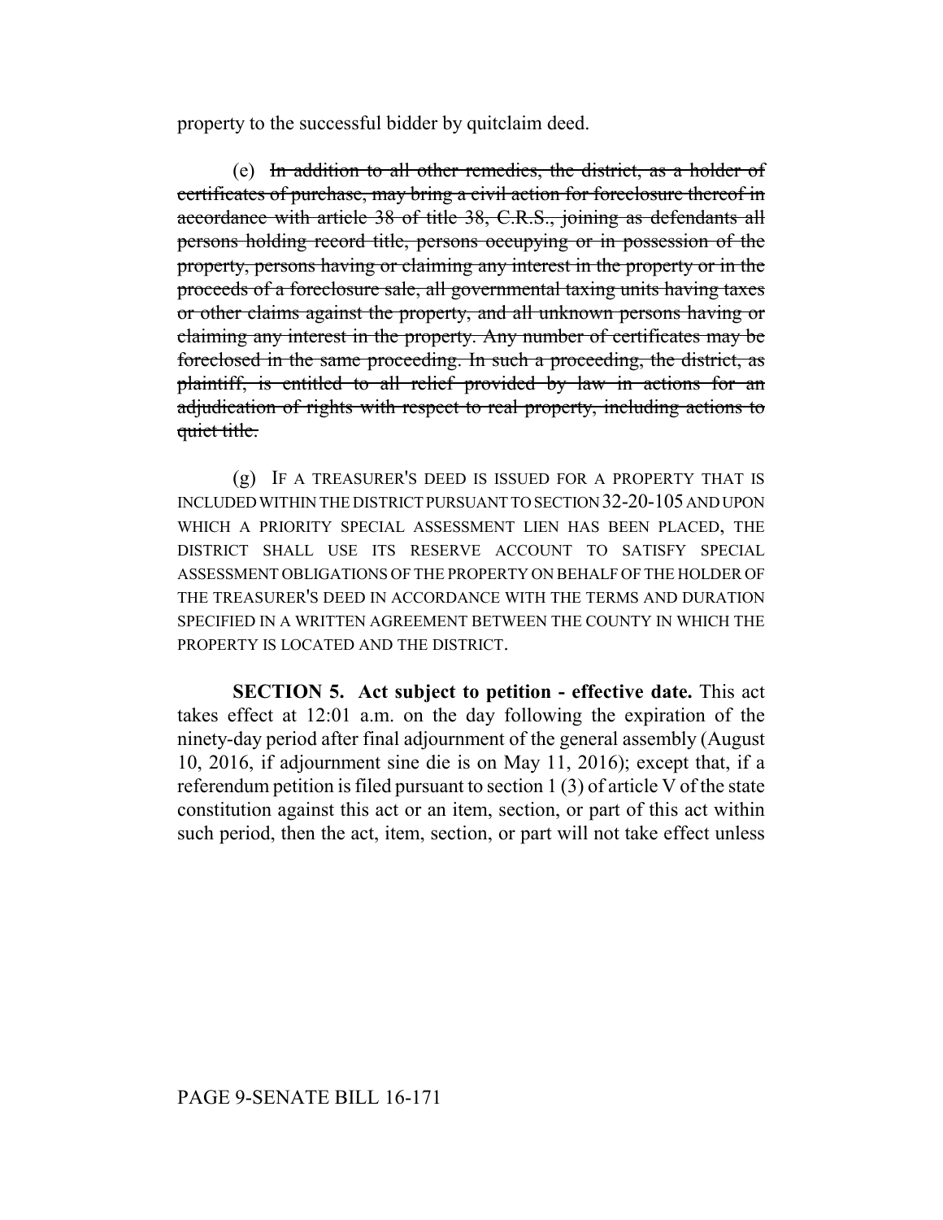property to the successful bidder by quitclaim deed.

(e) ~~In addition to all other remedies, the district, as a holder of certificates of purchase, may bring a civil action for foreclosure thereof in accordance with article 38 of title 38, C.R.S., joining as defendants all persons holding record title, persons occupying or in possession of the property, persons having or claiming any interest in the property or in the proceeds of a foreclosure sale, all governmental taxing units having taxes or other claims against the property, and all unknown persons having or claiming any interest in the property. Any number of certificates may be foreclosed in the same proceeding. In such a proceeding, the district, as plaintiff, is entitled to all relief provided by law in actions for an adjudication of rights with respect to real property, including actions to quiet title.~~

(g) IF A TREASURER'S DEED IS ISSUED FOR A PROPERTY THAT IS INCLUDED WITHIN THE DISTRICT PURSUANT TO SECTION 32-20-105 AND UPON WHICH A PRIORITY SPECIAL ASSESSMENT LIEN HAS BEEN PLACED, THE DISTRICT SHALL USE ITS RESERVE ACCOUNT TO SATISFY SPECIAL ASSESSMENT OBLIGATIONS OF THE PROPERTY ON BEHALF OF THE HOLDER OF THE TREASURER'S DEED IN ACCORDANCE WITH THE TERMS AND DURATION SPECIFIED IN A WRITTEN AGREEMENT BETWEEN THE COUNTY IN WHICH THE PROPERTY IS LOCATED AND THE DISTRICT.

**SECTION 5. Act subject to petition - effective date.** This act takes effect at 12:01 a.m. on the day following the expiration of the ninety-day period after final adjournment of the general assembly (August 10, 2016, if adjournment sine die is on May 11, 2016); except that, if a referendum petition is filed pursuant to section 1 (3) of article V of the state constitution against this act or an item, section, or part of this act within such period, then the act, item, section, or part will not take effect unless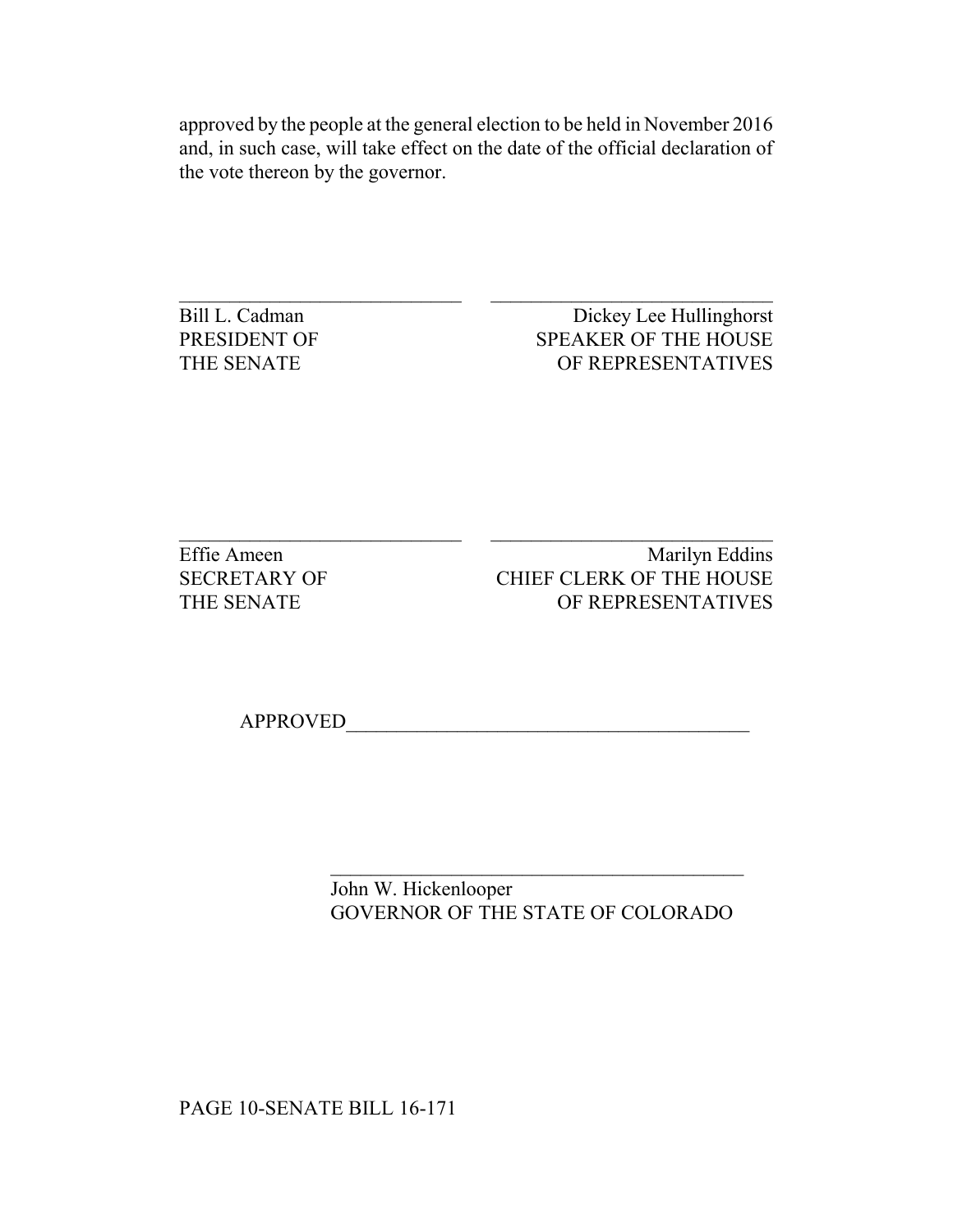approved by the people at the general election to be held in November 2016 and, in such case, will take effect on the date of the official declaration of the vote thereon by the governor.

\_\_\_\_\_\_\_\_\_\_\_\_\_\_\_\_\_\_\_\_\_\_\_\_\_\_\_\_
Bill L. Cadman
PRESIDENT OF
THE SENATE

\_\_\_\_\_\_\_\_\_\_\_\_\_\_\_\_\_\_\_\_\_\_\_\_\_\_\_\_
Dickey Lee Hullinghorst
SPEAKER OF THE HOUSE
OF REPRESENTATIVES

\_\_\_\_\_\_\_\_\_\_\_\_\_\_\_\_\_\_\_\_\_\_\_\_\_\_\_\_
Effie Ameen
SECRETARY OF
THE SENATE

\_\_\_\_\_\_\_\_\_\_\_\_\_\_\_\_\_\_\_\_\_\_\_\_\_\_\_\_
Marilyn Eddins
CHIEF CLERK OF THE HOUSE
OF REPRESENTATIVES

APPROVED\_\_\_\_\_\_\_\_\_\_\_\_\_\_\_\_\_\_\_\_\_\_\_\_\_\_\_\_\_\_\_\_\_\_\_\_\_\_\_\_

\_\_\_\_\_\_\_\_\_\_\_\_\_\_\_\_\_\_\_\_\_\_\_\_\_\_\_\_\_\_\_\_\_\_\_\_\_\_\_\_\_\_
John W. Hickenlooper
GOVERNOR OF THE STATE OF COLORADO

PAGE 10-SENATE BILL 16-171